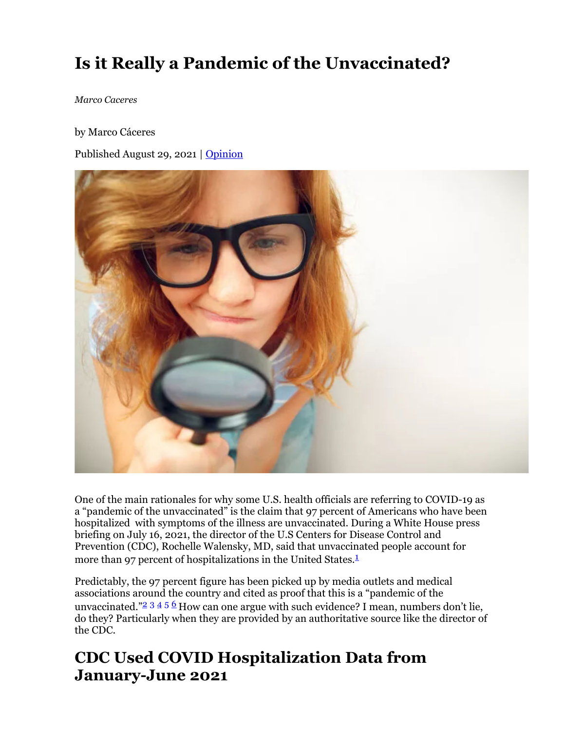# Is it Really a Pandemic of the Unvaccinated?

*Marco Caceres*

by Marco Cáceres

Published August 29, 2021 | Opinion

One of the main rationales for why some U.S. health officials are referring to COVID-19 as a "pandemic of the unvaccinated" is the claim that 97 percent of Americans who have been hospitalized with symptoms of the illness are unvaccinated. During a White House press briefing on July 16, 2021, the director of the U.S Centers for Disease Control and Prevention (CDC), Rochelle Walensky, MD, said that unvaccinated people account for more than 97 percent of hospitalizations in the United States.[1]

Predictably, the 97 percent figure has been picked up by media outlets and medical associations around the country and cited as proof that this is a "pandemic of the unvaccinated."[2] [3] [4] [5] [6] How can one argue with such evidence? I mean, numbers don't lie, do they? Particularly when they are provided by an authoritative source like the director of the CDC.

## CDC Used COVID Hospitalization Data from January-June 2021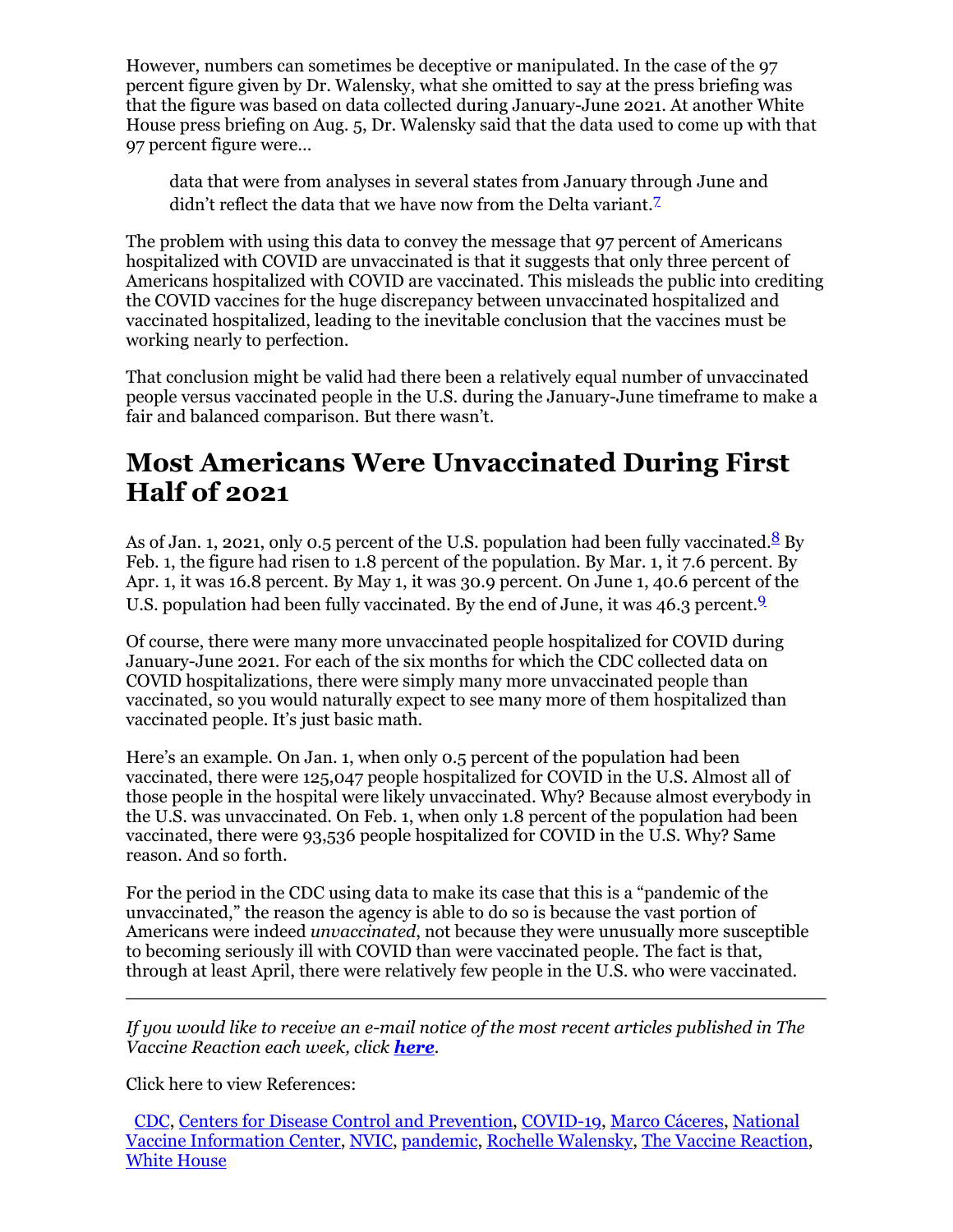However, numbers can sometimes be deceptive or manipulated. In the case of the 97 percent figure given by Dr. Walensky, what she omitted to say at the press briefing was that the figure was based on data collected during January-June 2021. At another White House press briefing on Aug. 5, Dr. Walensky said that the data used to come up with that 97 percent figure were…

> data that were from analyses in several states from January through June and didn't reflect the data that we have now from the Delta variant.[7]

The problem with using this data to convey the message that 97 percent of Americans hospitalized with COVID are unvaccinated is that it suggests that only three percent of Americans hospitalized with COVID are vaccinated. This misleads the public into crediting the COVID vaccines for the huge discrepancy between unvaccinated hospitalized and vaccinated hospitalized, leading to the inevitable conclusion that the vaccines must be working nearly to perfection.

That conclusion might be valid had there been a relatively equal number of unvaccinated people versus vaccinated people in the U.S. during the January-June timeframe to make a fair and balanced comparison. But there wasn't.

## Most Americans Were Unvaccinated During First Half of 2021

As of Jan. 1, 2021, only 0.5 percent of the U.S. population had been fully vaccinated.[8] By Feb. 1, the figure had risen to 1.8 percent of the population. By Mar. 1, it 7.6 percent. By Apr. 1, it was 16.8 percent. By May 1, it was 30.9 percent. On June 1, 40.6 percent of the U.S. population had been fully vaccinated. By the end of June, it was 46.3 percent.[9]

Of course, there were many more unvaccinated people hospitalized for COVID during January-June 2021. For each of the six months for which the CDC collected data on COVID hospitalizations, there were simply many more unvaccinated people than vaccinated, so you would naturally expect to see many more of them hospitalized than vaccinated people. It's just basic math.

Here's an example. On Jan. 1, when only 0.5 percent of the population had been vaccinated, there were 125,047 people hospitalized for COVID in the U.S. Almost all of those people in the hospital were likely unvaccinated. Why? Because almost everybody in the U.S. was unvaccinated. On Feb. 1, when only 1.8 percent of the population had been vaccinated, there were 93,536 people hospitalized for COVID in the U.S. Why? Same reason. And so forth.

For the period in the CDC using data to make its case that this is a "pandemic of the unvaccinated," the reason the agency is able to do so is because the vast portion of Americans were indeed *unvaccinated*, not because they were unusually more susceptible to becoming seriously ill with COVID than were vaccinated people. The fact is that, through at least April, there were relatively few people in the U.S. who were vaccinated.

---

*If you would like to receive an e-mail notice of the most recent articles published in The Vaccine Reaction each week, click* ***here****.*

Click here to view References:

CDC, Centers for Disease Control and Prevention, COVID-19, Marco Cáceres, National Vaccine Information Center, NVIC, pandemic, Rochelle Walensky, The Vaccine Reaction, White House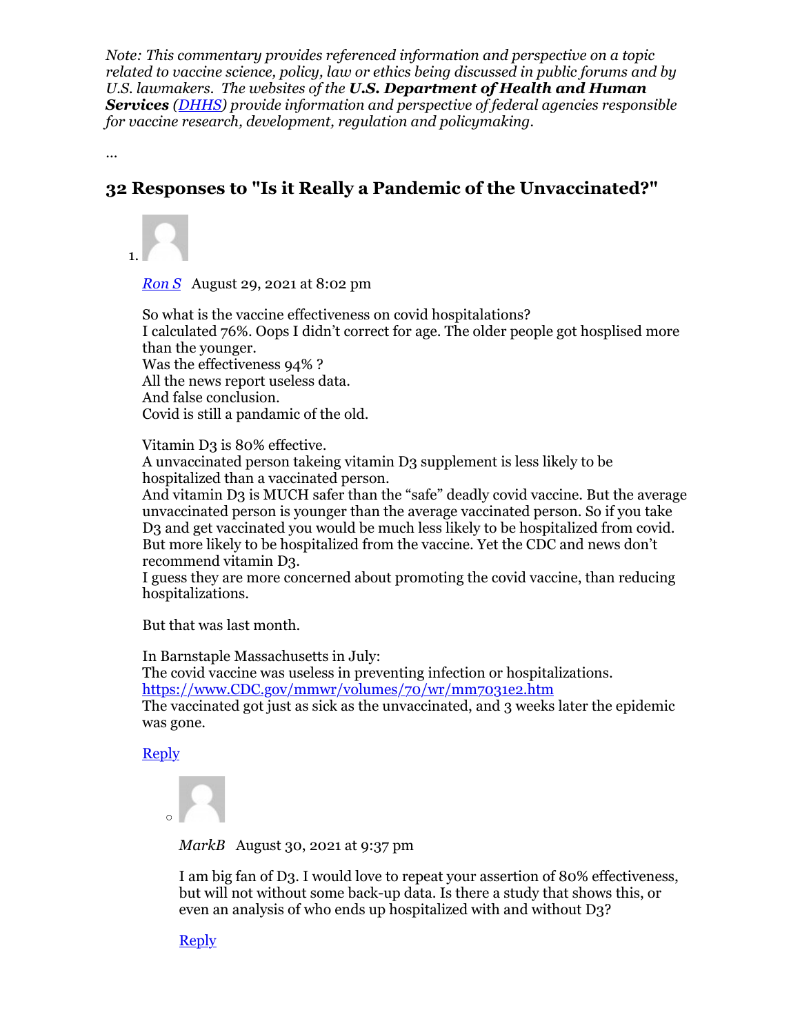*Note: This commentary provides referenced information and perspective on a topic related to vaccine science, policy, law or ethics being discussed in public forums and by U.S. lawmakers. The websites of the* ***U.S. Department of Health and Human Services*** *([DHHS](DHHS)) provide information and perspective of federal agencies responsible for vaccine research, development, regulation and policymaking.*

…

## 32 Responses to "Is it Really a Pandemic of the Unvaccinated?"

1. *Ron S* August 29, 2021 at 8:02 pm

   So what is the vaccine effectiveness on covid hospitalations?
   I calculated 76%. Oops I didn't correct for age. The older people got hosplised more than the younger.
   Was the effectiveness 94% ?
   All the news report useless data.
   And false conclusion.
   Covid is still a pandamic of the old.

   Vitamin D3 is 80% effective.
   A unvaccinated person takeing vitamin D3 supplement is less likely to be hospitalized than a vaccinated person.
   And vitamin D3 is MUCH safer than the "safe" deadly covid vaccine. But the average unvaccinated person is younger than the average vaccinated person. So if you take D3 and get vaccinated you would be much less likely to be hospitalized from covid. But more likely to be hospitalized from the vaccine. Yet the CDC and news don't recommend vitamin D3.
   I guess they are more concerned about promoting the covid vaccine, than reducing hospitalizations.

   But that was last month.

   In Barnstaple Massachusetts in July:
   The covid vaccine was useless in preventing infection or hospitalizations.
   https://www.CDC.gov/mmwr/volumes/70/wr/mm7031e2.htm
   The vaccinated got just as sick as the unvaccinated, and 3 weeks later the epidemic was gone.

   Reply

   - *MarkB* August 30, 2021 at 9:37 pm

     I am big fan of D3. I would love to repeat your assertion of 80% effectiveness, but will not without some back-up data. Is there a study that shows this, or even an analysis of who ends up hospitalized with and without D3?

     Reply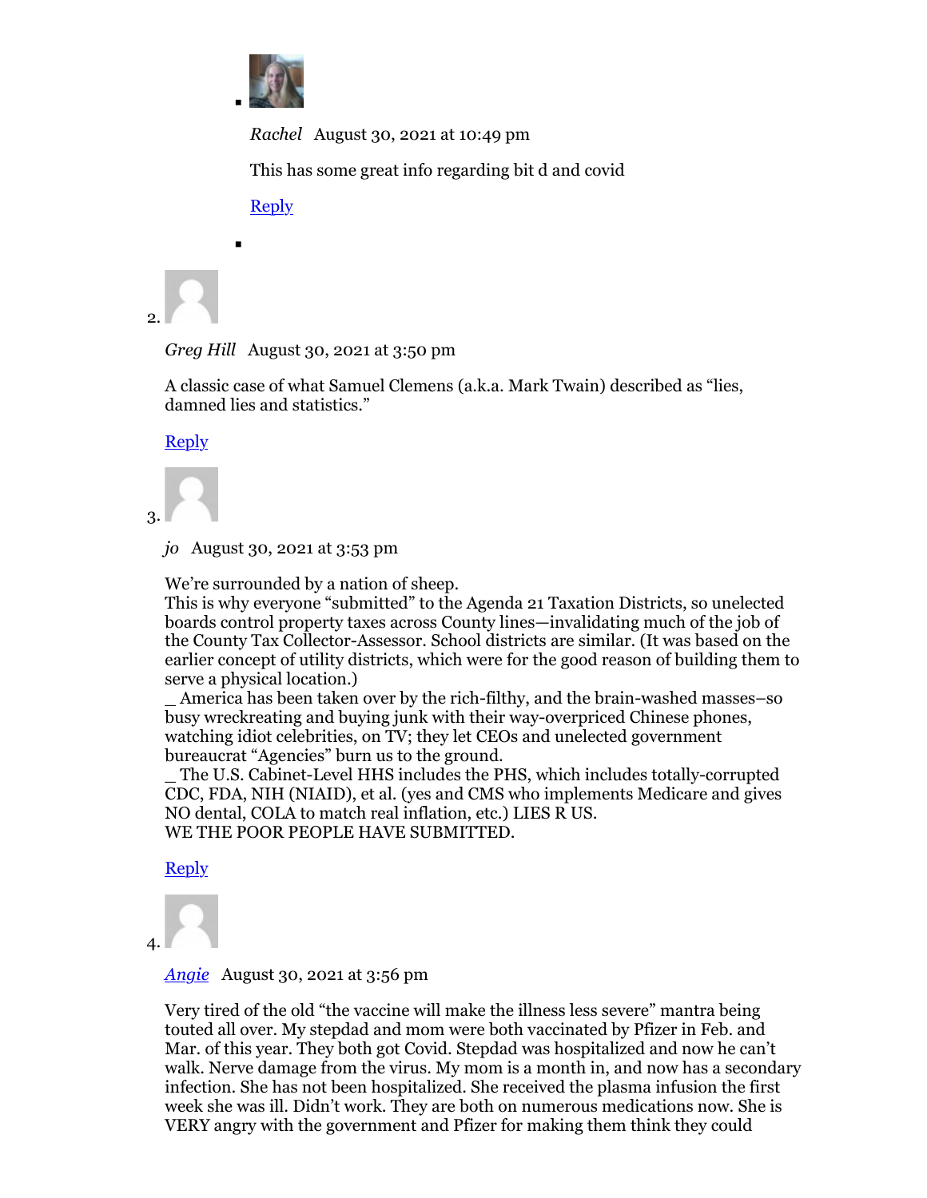- *Rachel*   August 30, 2021 at 10:49 pm

  This has some great info regarding bit d and covid

  Reply

-

2. *Greg Hill*   August 30, 2021 at 3:50 pm

   A classic case of what Samuel Clemens (a.k.a. Mark Twain) described as "lies, damned lies and statistics."

   Reply

3. *jo*   August 30, 2021 at 3:53 pm

   We're surrounded by a nation of sheep.
   This is why everyone "submitted" to the Agenda 21 Taxation Districts, so unelected boards control property taxes across County lines—invalidating much of the job of the County Tax Collector-Assessor. School districts are similar. (It was based on the earlier concept of utility districts, which were for the good reason of building them to serve a physical location.)
   _ America has been taken over by the rich-filthy, and the brain-washed masses–so busy wreckreating and buying junk with their way-overpriced Chinese phones, watching idiot celebrities, on TV; they let CEOs and unelected government bureaucrat "Agencies" burn us to the ground.
   _ The U.S. Cabinet-Level HHS includes the PHS, which includes totally-corrupted CDC, FDA, NIH (NIAID), et al. (yes and CMS who implements Medicare and gives NO dental, COLA to match real inflation, etc.) LIES R US.
   WE THE POOR PEOPLE HAVE SUBMITTED.

   Reply

4. *Angie*   August 30, 2021 at 3:56 pm

   Very tired of the old "the vaccine will make the illness less severe" mantra being touted all over. My stepdad and mom were both vaccinated by Pfizer in Feb. and Mar. of this year. They both got Covid. Stepdad was hospitalized and now he can't walk. Nerve damage from the virus. My mom is a month in, and now has a secondary infection. She has not been hospitalized. She received the plasma infusion the first week she was ill. Didn't work. They are both on numerous medications now. She is VERY angry with the government and Pfizer for making them think they could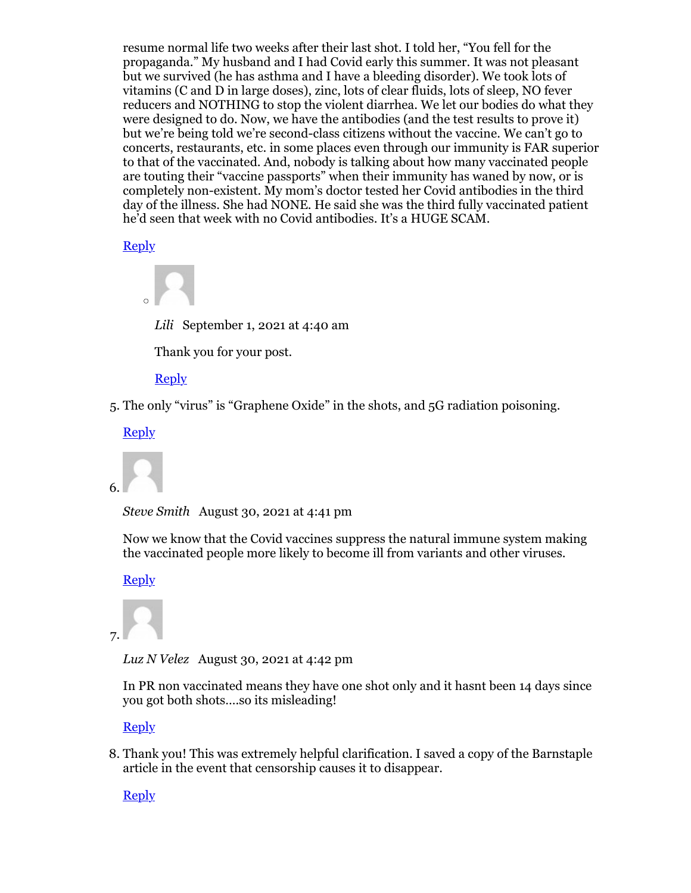resume normal life two weeks after their last shot. I told her, "You fell for the propaganda." My husband and I had Covid early this summer. It was not pleasant but we survived (he has asthma and I have a bleeding disorder). We took lots of vitamins (C and D in large doses), zinc, lots of clear fluids, lots of sleep, NO fever reducers and NOTHING to stop the violent diarrhea. We let our bodies do what they were designed to do. Now, we have the antibodies (and the test results to prove it) but we're being told we're second-class citizens without the vaccine. We can't go to concerts, restaurants, etc. in some places even through our immunity is FAR superior to that of the vaccinated. And, nobody is talking about how many vaccinated people are touting their "vaccine passports" when their immunity has waned by now, or is completely non-existent. My mom's doctor tested her Covid antibodies in the third day of the illness. She had NONE. He said she was the third fully vaccinated patient he'd seen that week with no Covid antibodies. It's a HUGE SCAM.

Reply

- *Lili* September 1, 2021 at 4:40 am

  Thank you for your post.

  Reply

5. The only "virus" is "Graphene Oxide" in the shots, and 5G radiation poisoning.

   Reply

6. *Steve Smith* August 30, 2021 at 4:41 pm

   Now we know that the Covid vaccines suppress the natural immune system making the vaccinated people more likely to become ill from variants and other viruses.

   Reply

7. *Luz N Velez* August 30, 2021 at 4:42 pm

   In PR non vaccinated means they have one shot only and it hasnt been 14 days since you got both shots....so its misleading!

   Reply

8. Thank you! This was extremely helpful clarification. I saved a copy of the Barnstaple article in the event that censorship causes it to disappear.

   Reply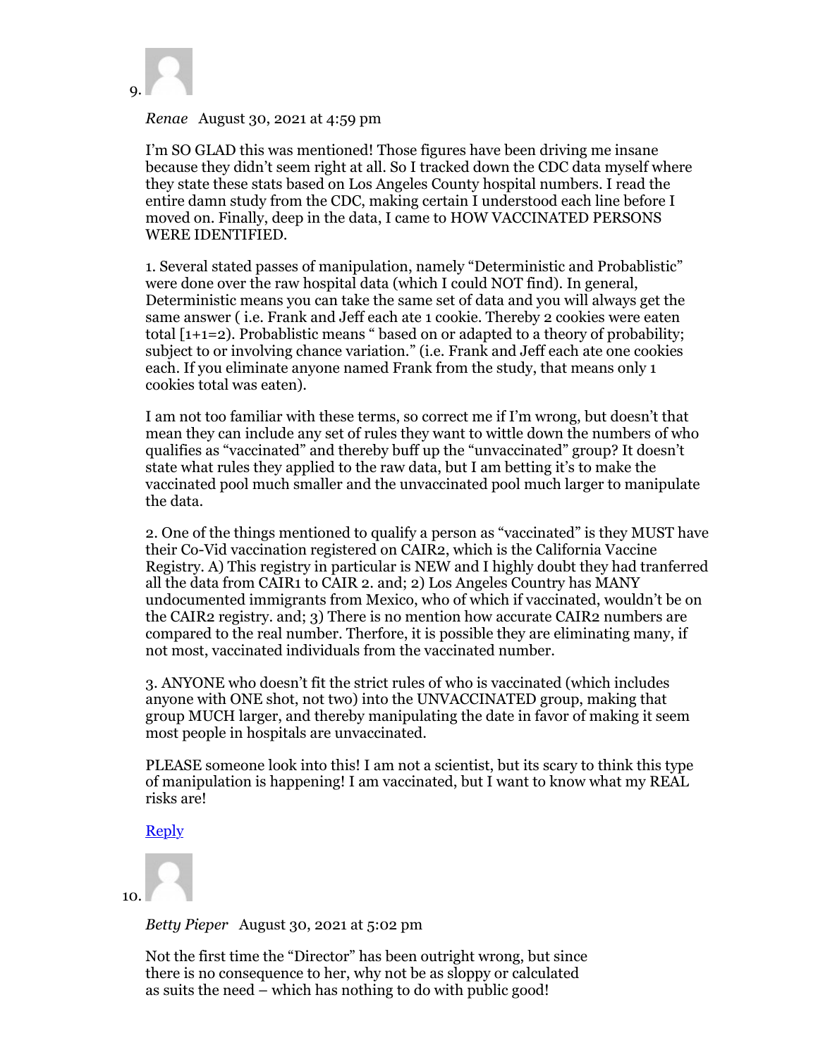9.

*Renae* August 30, 2021 at 4:59 pm

I'm SO GLAD this was mentioned! Those figures have been driving me insane because they didn't seem right at all. So I tracked down the CDC data myself where they state these stats based on Los Angeles County hospital numbers. I read the entire damn study from the CDC, making certain I understood each line before I moved on. Finally, deep in the data, I came to HOW VACCINATED PERSONS WERE IDENTIFIED.

1. Several stated passes of manipulation, namely "Deterministic and Probablistic" were done over the raw hospital data (which I could NOT find). In general, Deterministic means you can take the same set of data and you will always get the same answer ( i.e. Frank and Jeff each ate 1 cookie. Thereby 2 cookies were eaten total [1+1=2). Probablistic means " based on or adapted to a theory of probability; subject to or involving chance variation." (i.e. Frank and Jeff each ate one cookies each. If you eliminate anyone named Frank from the study, that means only 1 cookies total was eaten).

I am not too familiar with these terms, so correct me if I'm wrong, but doesn't that mean they can include any set of rules they want to wittle down the numbers of who qualifies as "vaccinated" and thereby buff up the "unvaccinated" group? It doesn't state what rules they applied to the raw data, but I am betting it's to make the vaccinated pool much smaller and the unvaccinated pool much larger to manipulate the data.

2. One of the things mentioned to qualify a person as "vaccinated" is they MUST have their Co-Vid vaccination registered on CAIR2, which is the California Vaccine Registry. A) This registry in particular is NEW and I highly doubt they had tranferred all the data from CAIR1 to CAIR 2. and; 2) Los Angeles Country has MANY undocumented immigrants from Mexico, who of which if vaccinated, wouldn't be on the CAIR2 registry. and; 3) There is no mention how accurate CAIR2 numbers are compared to the real number. Therfore, it is possible they are eliminating many, if not most, vaccinated individuals from the vaccinated number.

3. ANYONE who doesn't fit the strict rules of who is vaccinated (which includes anyone with ONE shot, not two) into the UNVACCINATED group, making that group MUCH larger, and thereby manipulating the date in favor of making it seem most people in hospitals are unvaccinated.

PLEASE someone look into this! I am not a scientist, but its scary to think this type of manipulation is happening! I am vaccinated, but I want to know what my REAL risks are!

Reply

10.

*Betty Pieper* August 30, 2021 at 5:02 pm

Not the first time the "Director" has been outright wrong, but since there is no consequence to her, why not be as sloppy or calculated as suits the need – which has nothing to do with public good!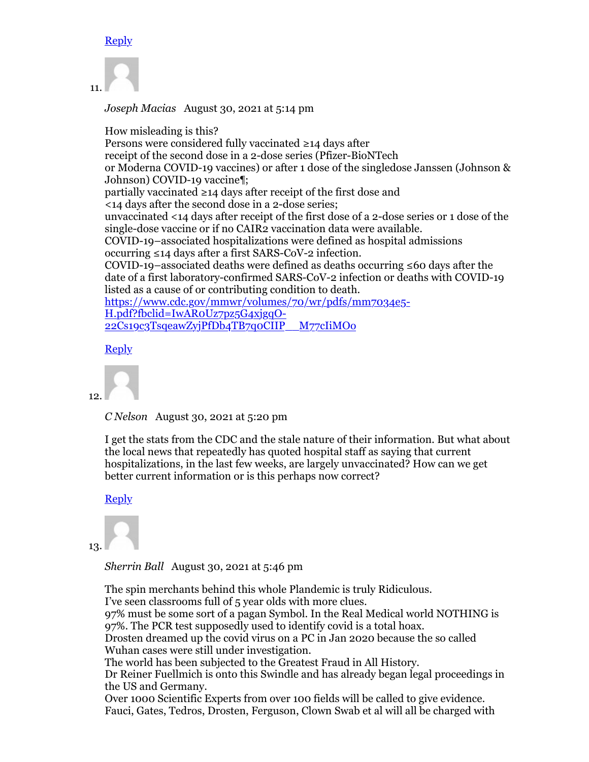Reply

11.

*Joseph Macias* August 30, 2021 at 5:14 pm

How misleading is this?
Persons were considered fully vaccinated ≥14 days after
receipt of the second dose in a 2-dose series (Pfizer-BioNTech
or Moderna COVID-19 vaccines) or after 1 dose of the singledose Janssen (Johnson & Johnson) COVID-19 vaccine¶;
partially vaccinated ≥14 days after receipt of the first dose and
<14 days after the second dose in a 2-dose series;
unvaccinated <14 days after receipt of the first dose of a 2-dose series or 1 dose of the single-dose vaccine or if no CAIR2 vaccination data were available.
COVID-19–associated hospitalizations were defined as hospital admissions
occurring ≤14 days after a first SARS-CoV-2 infection.
COVID-19–associated deaths were defined as deaths occurring ≤60 days after the date of a first laboratory-confirmed SARS-CoV-2 infection or deaths with COVID-19 listed as a cause of or contributing condition to death.
[https://www.cdc.gov/mmwr/volumes/70/wr/pdfs/mm7034e5-H.pdf?fbclid=IwAR0Uz7pz5G4xjgqO-22Cs19c3TsqeawZyjPfDb4TB7q0CIIP__M77cIiMO0](https://www.cdc.gov/mmwr/volumes/70/wr/pdfs/mm7034e5-H.pdf?fbclid=IwAR0Uz7pz5G4xjgqO-22Cs19c3TsqeawZyjPfDb4TB7q0CIIP__M77cIiMO0)

Reply

12.

*C Nelson* August 30, 2021 at 5:20 pm

I get the stats from the CDC and the stale nature of their information. But what about the local news that repeatedly has quoted hospital staff as saying that current hospitalizations, in the last few weeks, are largely unvaccinated? How can we get better current information or is this perhaps now correct?

Reply

13.

*Sherrin Ball* August 30, 2021 at 5:46 pm

The spin merchants behind this whole Plandemic is truly Ridiculous.
I've seen classrooms full of 5 year olds with more clues.
97% must be some sort of a pagan Symbol. In the Real Medical world NOTHING is 97%. The PCR test supposedly used to identify covid is a total hoax.
Drosten dreamed up the covid virus on a PC in Jan 2020 because the so called Wuhan cases were still under investigation.
The world has been subjected to the Greatest Fraud in All History.
Dr Reiner Fuellmich is onto this Swindle and has already began legal proceedings in the US and Germany.
Over 1000 Scientific Experts from over 100 fields will be called to give evidence.
Fauci, Gates, Tedros, Drosten, Ferguson, Clown Swab et al will all be charged with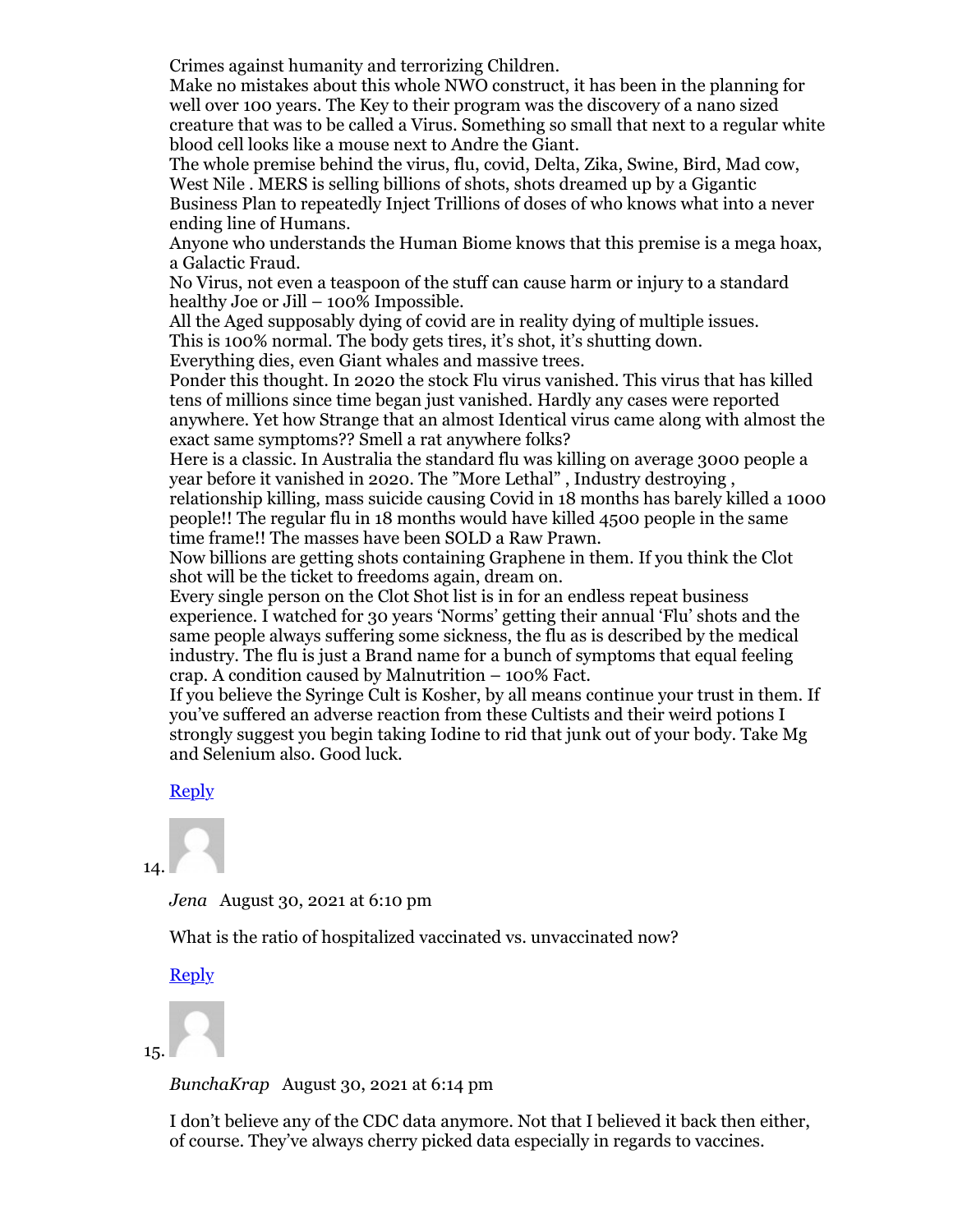Crimes against humanity and terrorizing Children.
Make no mistakes about this whole NWO construct, it has been in the planning for well over 100 years. The Key to their program was the discovery of a nano sized creature that was to be called a Virus. Something so small that next to a regular white blood cell looks like a mouse next to Andre the Giant.
The whole premise behind the virus, flu, covid, Delta, Zika, Swine, Bird, Mad cow, West Nile . MERS is selling billions of shots, shots dreamed up by a Gigantic Business Plan to repeatedly Inject Trillions of doses of who knows what into a never ending line of Humans.
Anyone who understands the Human Biome knows that this premise is a mega hoax, a Galactic Fraud.
No Virus, not even a teaspoon of the stuff can cause harm or injury to a standard healthy Joe or Jill – 100% Impossible.
All the Aged supposably dying of covid are in reality dying of multiple issues.
This is 100% normal. The body gets tires, it's shot, it's shutting down.
Everything dies, even Giant whales and massive trees.
Ponder this thought. In 2020 the stock Flu virus vanished. This virus that has killed tens of millions since time began just vanished. Hardly any cases were reported anywhere. Yet how Strange that an almost Identical virus came along with almost the exact same symptoms?? Smell a rat anywhere folks?
Here is a classic. In Australia the standard flu was killing on average 3000 people a year before it vanished in 2020. The "More Lethal" , Industry destroying , relationship killing, mass suicide causing Covid in 18 months has barely killed a 1000 people!! The regular flu in 18 months would have killed 4500 people in the same time frame!! The masses have been SOLD a Raw Prawn.
Now billions are getting shots containing Graphene in them. If you think the Clot shot will be the ticket to freedoms again, dream on.
Every single person on the Clot Shot list is in for an endless repeat business experience. I watched for 30 years 'Norms' getting their annual 'Flu' shots and the same people always suffering some sickness, the flu as is described by the medical industry. The flu is just a Brand name for a bunch of symptoms that equal feeling crap. A condition caused by Malnutrition – 100% Fact.
If you believe the Syringe Cult is Kosher, by all means continue your trust in them. If you've suffered an adverse reaction from these Cultists and their weird potions I strongly suggest you begin taking Iodine to rid that junk out of your body. Take Mg and Selenium also. Good luck.

Reply

14. *Jena* August 30, 2021 at 6:10 pm

What is the ratio of hospitalized vaccinated vs. unvaccinated now?

Reply

15. *BunchaKrap* August 30, 2021 at 6:14 pm

I don't believe any of the CDC data anymore. Not that I believed it back then either, of course. They've always cherry picked data especially in regards to vaccines.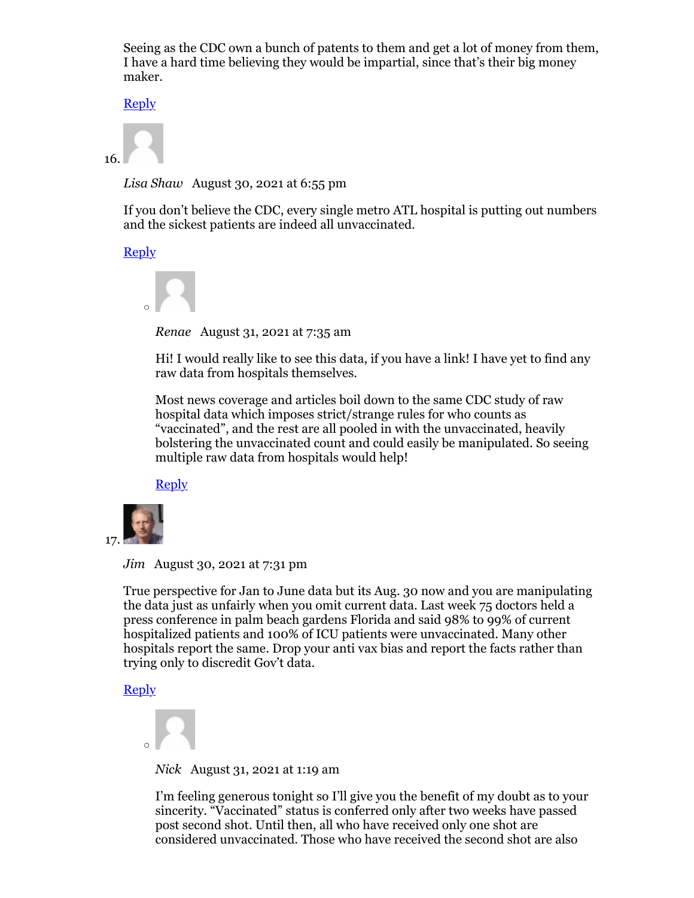Seeing as the CDC own a bunch of patents to them and get a lot of money from them, I have a hard time believing they would be impartial, since that's their big money maker.

Reply

16. *Lisa Shaw* August 30, 2021 at 6:55 pm

If you don't believe the CDC, every single metro ATL hospital is putting out numbers and the sickest patients are indeed all unvaccinated.

Reply

- *Renae* August 31, 2021 at 7:35 am

  Hi! I would really like to see this data, if you have a link! I have yet to find any raw data from hospitals themselves.

  Most news coverage and articles boil down to the same CDC study of raw hospital data which imposes strict/strange rules for who counts as "vaccinated", and the rest are all pooled in with the unvaccinated, heavily bolstering the unvaccinated count and could easily be manipulated. So seeing multiple raw data from hospitals would help!

  Reply

17. *Jim* August 30, 2021 at 7:31 pm

True perspective for Jan to June data but its Aug. 30 now and you are manipulating the data just as unfairly when you omit current data. Last week 75 doctors held a press conference in palm beach gardens Florida and said 98% to 99% of current hospitalized patients and 100% of ICU patients were unvaccinated. Many other hospitals report the same. Drop your anti vax bias and report the facts rather than trying only to discredit Gov't data.

Reply

- *Nick* August 31, 2021 at 1:19 am

  I'm feeling generous tonight so I'll give you the benefit of my doubt as to your sincerity. "Vaccinated" status is conferred only after two weeks have passed post second shot. Until then, all who have received only one shot are considered unvaccinated. Those who have received the second shot are also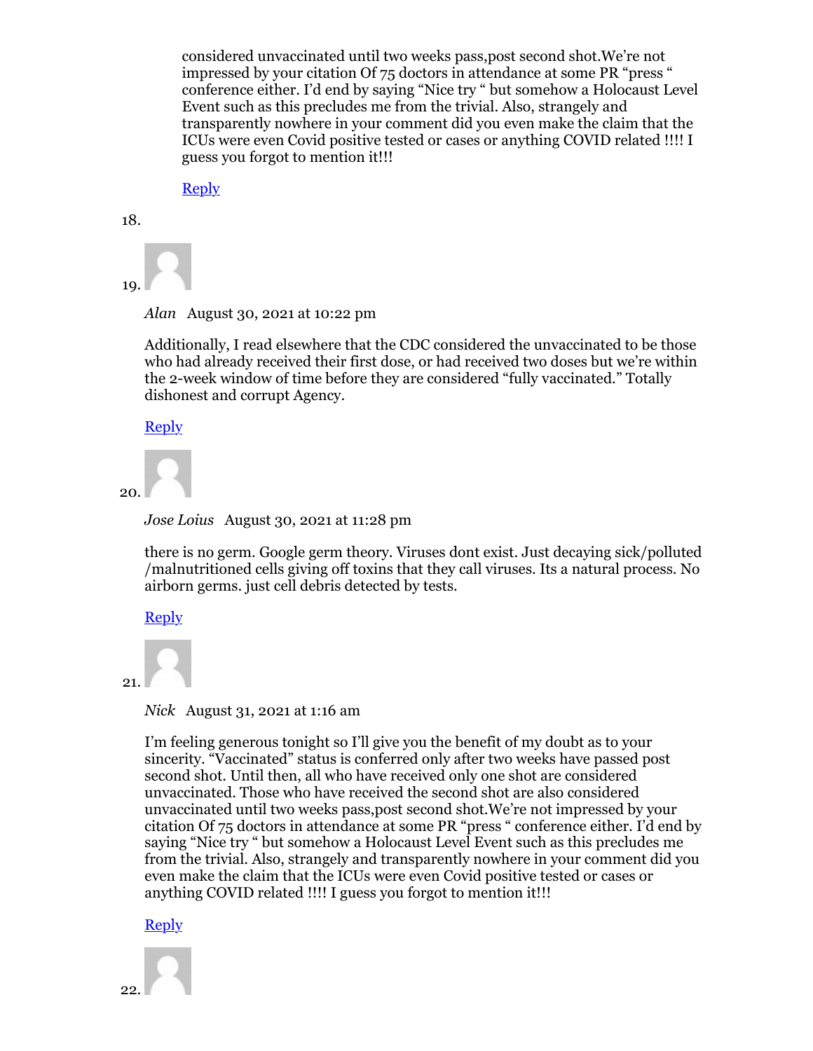considered unvaccinated until two weeks pass,post second shot.We're not impressed by your citation Of 75 doctors in attendance at some PR "press " conference either. I'd end by saying "Nice try " but somehow a Holocaust Level Event such as this precludes me from the trivial. Also, strangely and transparently nowhere in your comment did you even make the claim that the ICUs were even Covid positive tested or cases or anything COVID related !!!! I guess you forgot to mention it!!!

Reply

18.

19.

*Alan* August 30, 2021 at 10:22 pm

Additionally, I read elsewhere that the CDC considered the unvaccinated to be those who had already received their first dose, or had received two doses but we're within the 2-week window of time before they are considered "fully vaccinated." Totally dishonest and corrupt Agency.

Reply

20.

*Jose Loius* August 30, 2021 at 11:28 pm

there is no germ. Google germ theory. Viruses dont exist. Just decaying sick/polluted /malnutritioned cells giving off toxins that they call viruses. Its a natural process. No airborn germs. just cell debris detected by tests.

Reply

21.

*Nick* August 31, 2021 at 1:16 am

I'm feeling generous tonight so I'll give you the benefit of my doubt as to your sincerity. "Vaccinated" status is conferred only after two weeks have passed post second shot. Until then, all who have received only one shot are considered unvaccinated. Those who have received the second shot are also considered unvaccinated until two weeks pass,post second shot.We're not impressed by your citation Of 75 doctors in attendance at some PR "press " conference either. I'd end by saying "Nice try " but somehow a Holocaust Level Event such as this precludes me from the trivial. Also, strangely and transparently nowhere in your comment did you even make the claim that the ICUs were even Covid positive tested or cases or anything COVID related !!!! I guess you forgot to mention it!!!

Reply

22.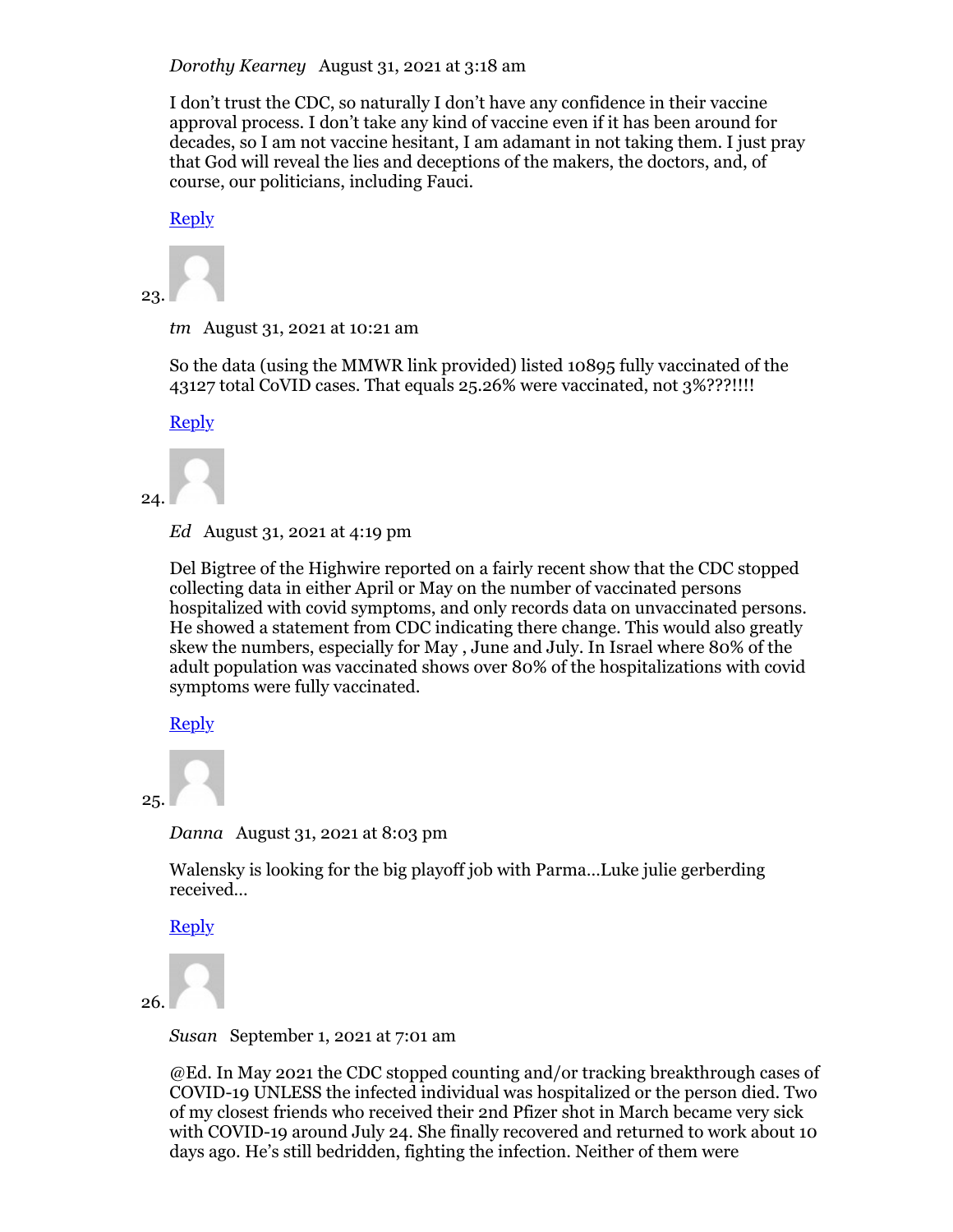*Dorothy Kearney* August 31, 2021 at 3:18 am

I don't trust the CDC, so naturally I don't have any confidence in their vaccine approval process. I don't take any kind of vaccine even if it has been around for decades, so I am not vaccine hesitant, I am adamant in not taking them. I just pray that God will reveal the lies and deceptions of the makers, the doctors, and, of course, our politicians, including Fauci.

Reply

23. *tm* August 31, 2021 at 10:21 am

So the data (using the MMWR link provided) listed 10895 fully vaccinated of the 43127 total CoVID cases. That equals 25.26% were vaccinated, not 3%???!!!!

Reply

24. *Ed* August 31, 2021 at 4:19 pm

Del Bigtree of the Highwire reported on a fairly recent show that the CDC stopped collecting data in either April or May on the number of vaccinated persons hospitalized with covid symptoms, and only records data on unvaccinated persons. He showed a statement from CDC indicating there change. This would also greatly skew the numbers, especially for May , June and July. In Israel where 80% of the adult population was vaccinated shows over 80% of the hospitalizations with covid symptoms were fully vaccinated.

Reply

25. *Danna* August 31, 2021 at 8:03 pm

Walensky is looking for the big playoff job with Parma…Luke julie gerberding received…

Reply

26. *Susan* September 1, 2021 at 7:01 am

@Ed. In May 2021 the CDC stopped counting and/or tracking breakthrough cases of COVID-19 UNLESS the infected individual was hospitalized or the person died. Two of my closest friends who received their 2nd Pfizer shot in March became very sick with COVID-19 around July 24. She finally recovered and returned to work about 10 days ago. He's still bedridden, fighting the infection. Neither of them were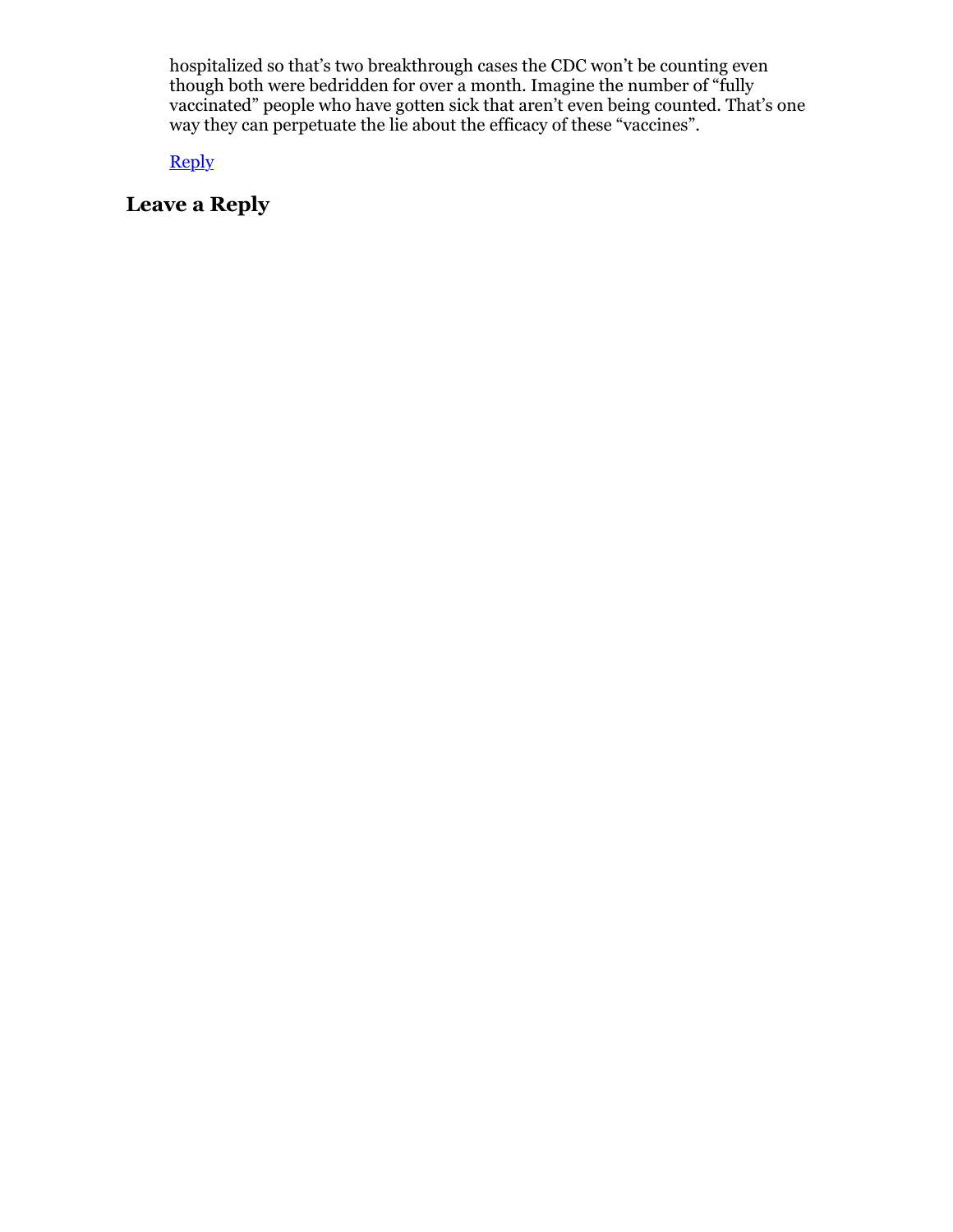hospitalized so that's two breakthrough cases the CDC won't be counting even though both were bedridden for over a month. Imagine the number of "fully vaccinated" people who have gotten sick that aren't even being counted. That's one way they can perpetuate the lie about the efficacy of these "vaccines".

Reply

## Leave a Reply